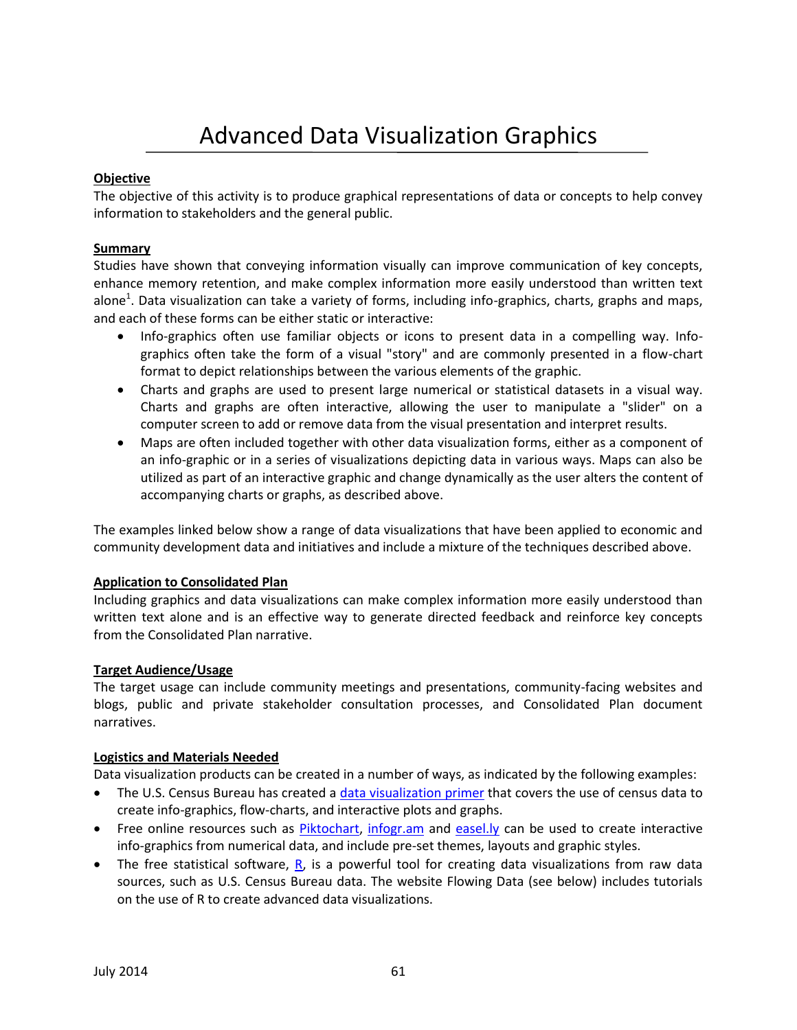# Advanced Data Visualization Graphics

**Objective**

The objective of this activity is to produce graphical representations of data or concepts to help convey information to stakeholders and the general public.

**Summary**

Studies have shown that conveying information visually can improve communication of key concepts, enhance memory retention, and make complex information more easily understood than written text alone[1]. Data visualization can take a variety of forms, including info-graphics, charts, graphs and maps, and each of these forms can be either static or interactive:

- Info-graphics often use familiar objects or icons to present data in a compelling way. Info-graphics often take the form of a visual "story" and are commonly presented in a flow-chart format to depict relationships between the various elements of the graphic.
- Charts and graphs are used to present large numerical or statistical datasets in a visual way. Charts and graphs are often interactive, allowing the user to manipulate a "slider" on a computer screen to add or remove data from the visual presentation and interpret results.
- Maps are often included together with other data visualization forms, either as a component of an info-graphic or in a series of visualizations depicting data in various ways. Maps can also be utilized as part of an interactive graphic and change dynamically as the user alters the content of accompanying charts or graphs, as described above.

The examples linked below show a range of data visualizations that have been applied to economic and community development data and initiatives and include a mixture of the techniques described above.

**Application to Consolidated Plan**

Including graphics and data visualizations can make complex information more easily understood than written text alone and is an effective way to generate directed feedback and reinforce key concepts from the Consolidated Plan narrative.

**Target Audience/Usage**

The target usage can include community meetings and presentations, community-facing websites and blogs, public and private stakeholder consultation processes, and Consolidated Plan document narratives.

**Logistics and Materials Needed**

Data visualization products can be created in a number of ways, as indicated by the following examples:

- The U.S. Census Bureau has created a data visualization primer that covers the use of census data to create info-graphics, flow-charts, and interactive plots and graphs.
- Free online resources such as Piktochart, infogr.am and easel.ly can be used to create interactive info-graphics from numerical data, and include pre-set themes, layouts and graphic styles.
- The free statistical software, R, is a powerful tool for creating data visualizations from raw data sources, such as U.S. Census Bureau data. The website Flowing Data (see below) includes tutorials on the use of R to create advanced data visualizations.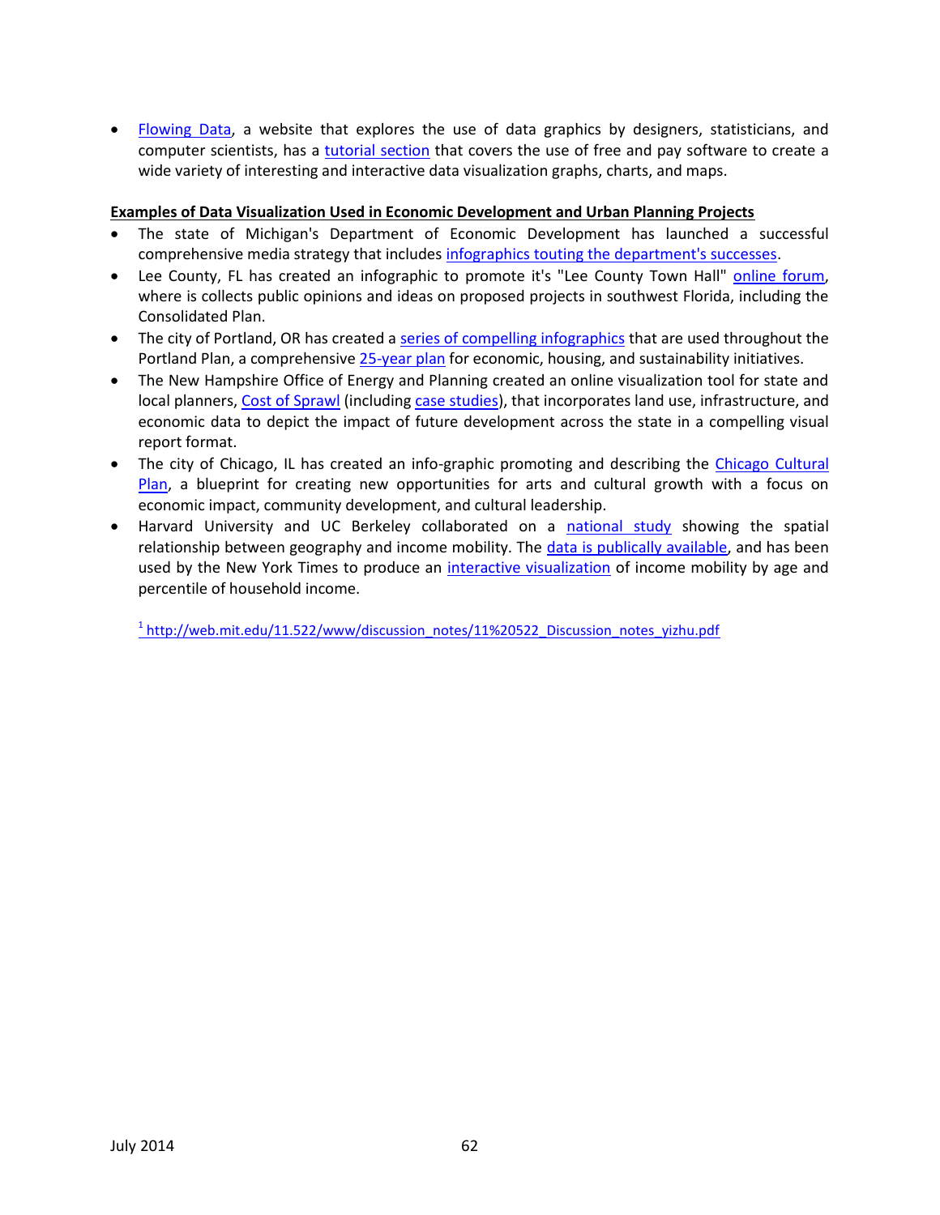- Flowing Data, a website that explores the use of data graphics by designers, statisticians, and computer scientists, has a tutorial section that covers the use of free and pay software to create a wide variety of interesting and interactive data visualization graphs, charts, and maps.

**Examples of Data Visualization Used in Economic Development and Urban Planning Projects**

- The state of Michigan's Department of Economic Development has launched a successful comprehensive media strategy that includes infographics touting the department's successes.
- Lee County, FL has created an infographic to promote it's "Lee County Town Hall" online forum, where is collects public opinions and ideas on proposed projects in southwest Florida, including the Consolidated Plan.
- The city of Portland, OR has created a series of compelling infographics that are used throughout the Portland Plan, a comprehensive 25-year plan for economic, housing, and sustainability initiatives.
- The New Hampshire Office of Energy and Planning created an online visualization tool for state and local planners, Cost of Sprawl (including case studies), that incorporates land use, infrastructure, and economic data to depict the impact of future development across the state in a compelling visual report format.
- The city of Chicago, IL has created an info-graphic promoting and describing the Chicago Cultural Plan, a blueprint for creating new opportunities for arts and cultural growth with a focus on economic impact, community development, and cultural leadership.
- Harvard University and UC Berkeley collaborated on a national study showing the spatial relationship between geography and income mobility. The data is publically available, and has been used by the New York Times to produce an interactive visualization of income mobility by age and percentile of household income.

[1] http://web.mit.edu/11.522/www/discussion_notes/11%20522_Discussion_notes_yizhu.pdf